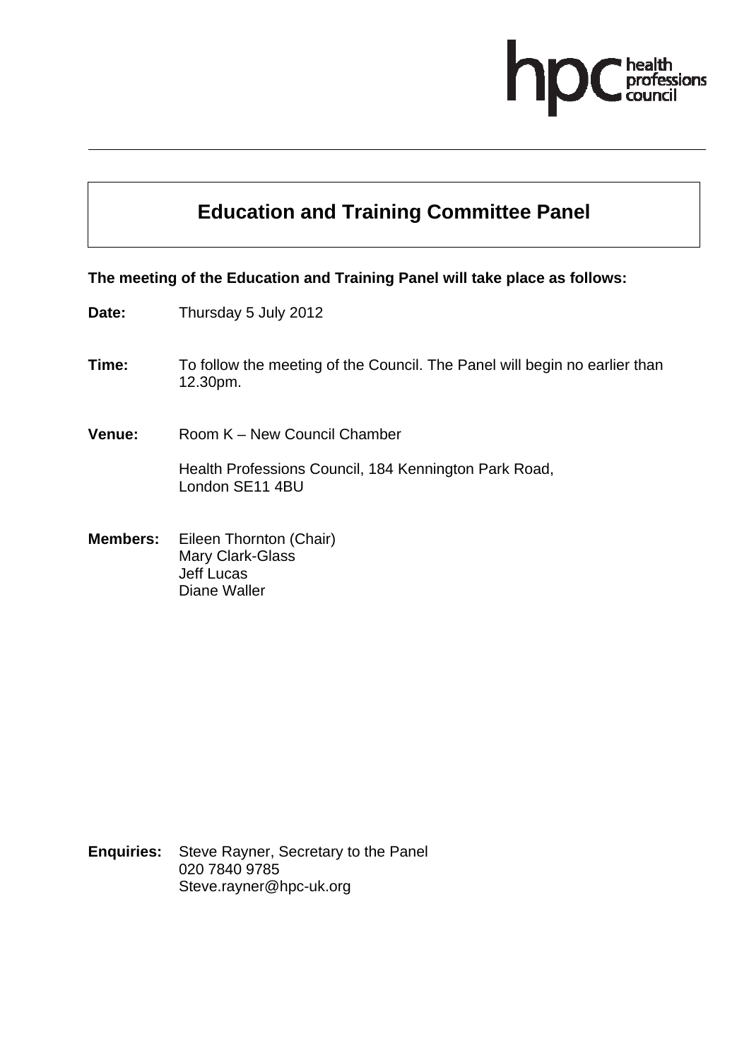# Education and Training Committee Panel

**The meeting of the Education and Training Panel will take place as follows:**

**Date:** Thursday 5 July 2012

**Time:** To follow the meeting of the Council. The Panel will begin no earlier than 12.30pm.

**Venue:** Room K – New Council Chamber

Health Professions Council, 184 Kennington Park Road, London SE11 4BU

**Members:** Eileen Thornton (Chair)
Mary Clark-Glass
Jeff Lucas
Diane Waller

**Enquiries:** Steve Rayner, Secretary to the Panel
020 7840 9785
Steve.rayner@hpc-uk.org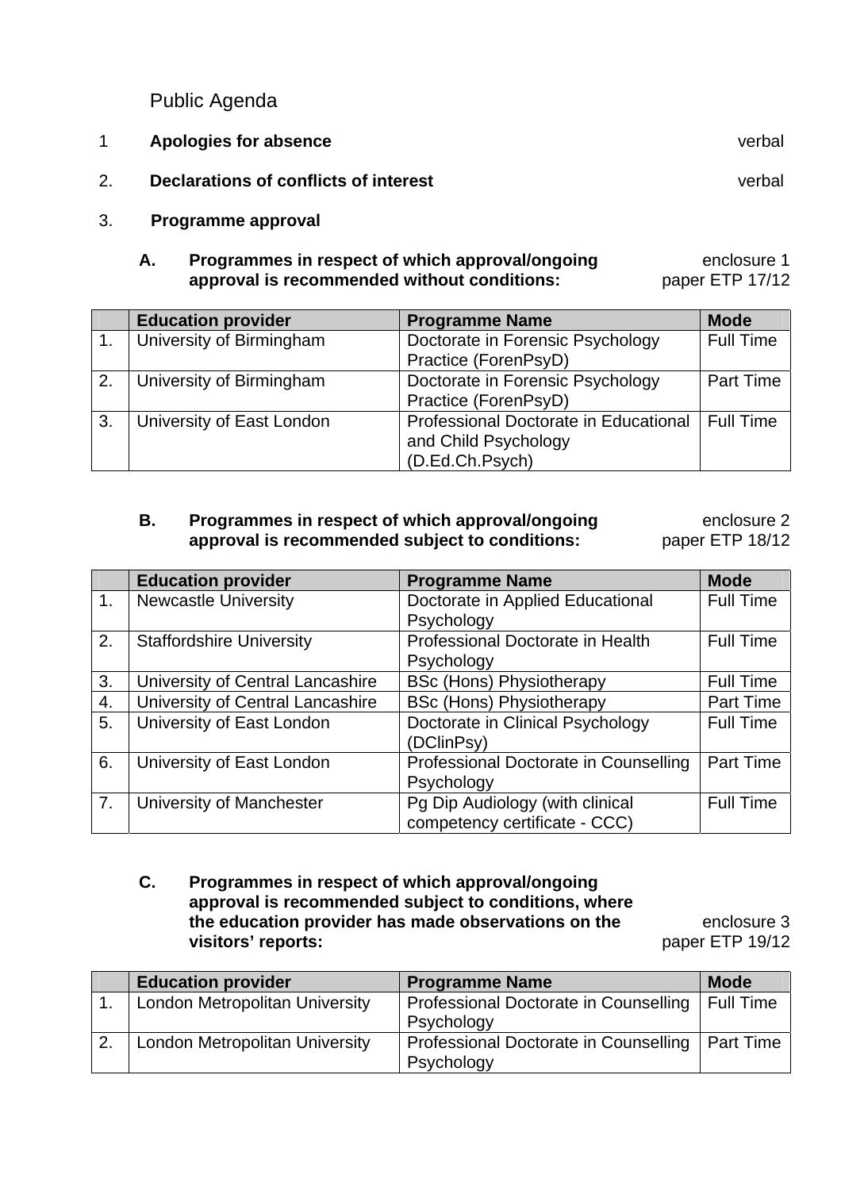Public Agenda

1 **Apologies for absence** verbal

2. **Declarations of conflicts of interest** verbal

3. **Programme approval**

**A. Programmes in respect of which approval/ongoing approval is recommended without conditions:** enclosure 1 paper ETP 17/12

| | Education provider | Programme Name | Mode |
|---|---|---|---|
| 1. | University of Birmingham | Doctorate in Forensic Psychology Practice (ForenPsyD) | Full Time |
| 2. | University of Birmingham | Doctorate in Forensic Psychology Practice (ForenPsyD) | Part Time |
| 3. | University of East London | Professional Doctorate in Educational and Child Psychology (D.Ed.Ch.Psych) | Full Time |

**B. Programmes in respect of which approval/ongoing approval is recommended subject to conditions:** enclosure 2 paper ETP 18/12

| | Education provider | Programme Name | Mode |
|---|---|---|---|
| 1. | Newcastle University | Doctorate in Applied Educational Psychology | Full Time |
| 2. | Staffordshire University | Professional Doctorate in Health Psychology | Full Time |
| 3. | University of Central Lancashire | BSc (Hons) Physiotherapy | Full Time |
| 4. | University of Central Lancashire | BSc (Hons) Physiotherapy | Part Time |
| 5. | University of East London | Doctorate in Clinical Psychology (DClinPsy) | Full Time |
| 6. | University of East London | Professional Doctorate in Counselling Psychology | Part Time |
| 7. | University of Manchester | Pg Dip Audiology (with clinical competency certificate - CCC) | Full Time |

**C. Programmes in respect of which approval/ongoing approval is recommended subject to conditions, where the education provider has made observations on the visitors' reports:** enclosure 3 paper ETP 19/12

| | Education provider | Programme Name | Mode |
|---|---|---|---|
| 1. | London Metropolitan University | Professional Doctorate in Counselling Psychology | Full Time |
| 2. | London Metropolitan University | Professional Doctorate in Counselling Psychology | Part Time |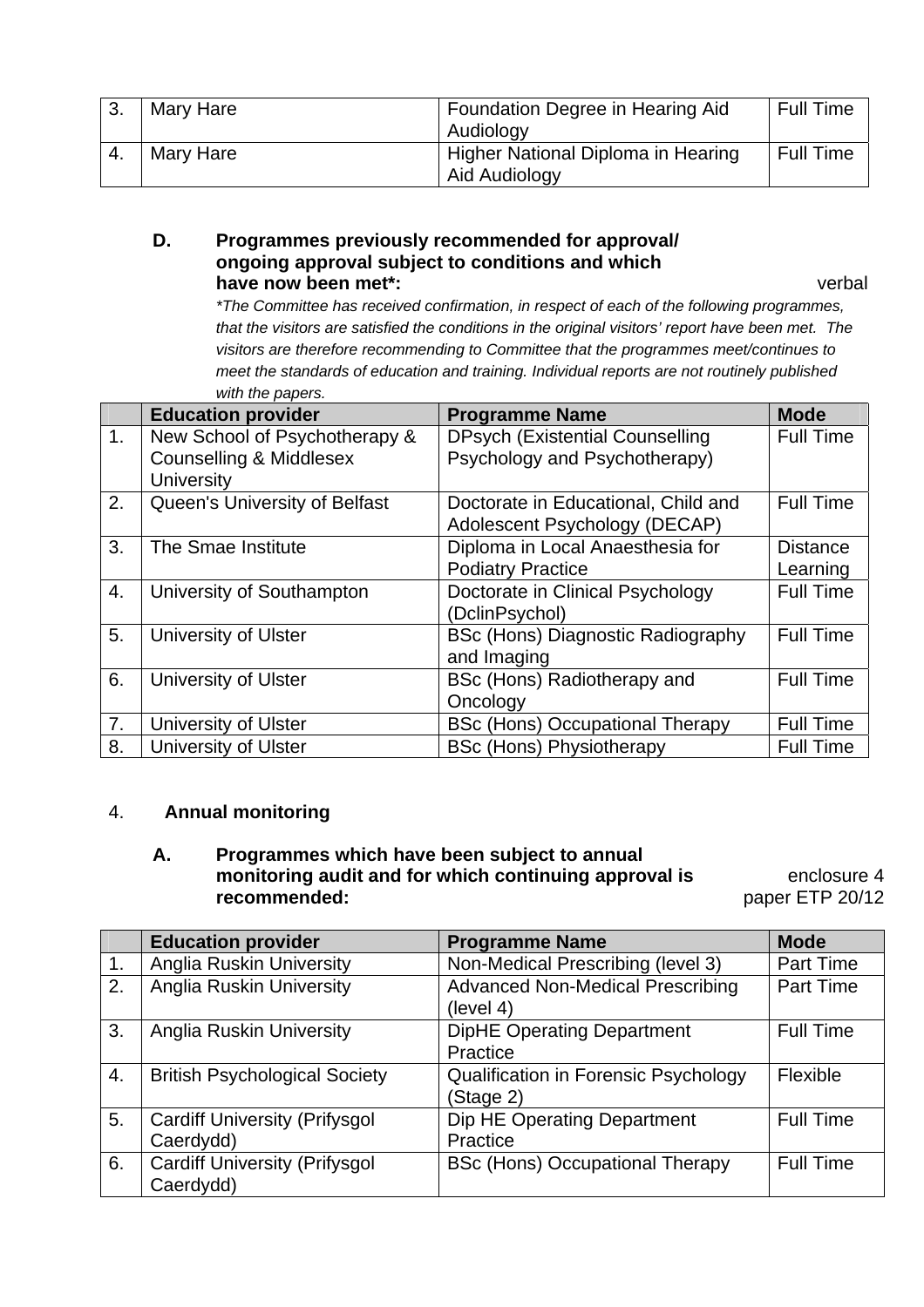| 3. | Mary Hare | Foundation Degree in Hearing Aid Audiology | Full Time |
|---|---|---|---|
| 4. | Mary Hare | Higher National Diploma in Hearing Aid Audiology | Full Time |

**D. Programmes previously recommended for approval/ ongoing approval subject to conditions and which have now been met*:** verbal

*\*The Committee has received confirmation, in respect of each of the following programmes, that the visitors are satisfied the conditions in the original visitors' report have been met. The visitors are therefore recommending to Committee that the programmes meet/continues to meet the standards of education and training. Individual reports are not routinely published with the papers.*

| | Education provider | Programme Name | Mode |
|---|---|---|---|
| 1. | New School of Psychotherapy & Counselling & Middlesex University | DPsych (Existential Counselling Psychology and Psychotherapy) | Full Time |
| 2. | Queen's University of Belfast | Doctorate in Educational, Child and Adolescent Psychology (DECAP) | Full Time |
| 3. | The Smae Institute | Diploma in Local Anaesthesia for Podiatry Practice | Distance Learning |
| 4. | University of Southampton | Doctorate in Clinical Psychology (DclinPsychol) | Full Time |
| 5. | University of Ulster | BSc (Hons) Diagnostic Radiography and Imaging | Full Time |
| 6. | University of Ulster | BSc (Hons) Radiotherapy and Oncology | Full Time |
| 7. | University of Ulster | BSc (Hons) Occupational Therapy | Full Time |
| 8. | University of Ulster | BSc (Hons) Physiotherapy | Full Time |

4. **Annual monitoring**

**A. Programmes which have been subject to annual monitoring audit and for which continuing approval is recommended:** enclosure 4 paper ETP 20/12

| | Education provider | Programme Name | Mode |
|---|---|---|---|
| 1. | Anglia Ruskin University | Non-Medical Prescribing (level 3) | Part Time |
| 2. | Anglia Ruskin University | Advanced Non-Medical Prescribing (level 4) | Part Time |
| 3. | Anglia Ruskin University | DipHE Operating Department Practice | Full Time |
| 4. | British Psychological Society | Qualification in Forensic Psychology (Stage 2) | Flexible |
| 5. | Cardiff University (Prifysgol Caerdydd) | Dip HE Operating Department Practice | Full Time |
| 6. | Cardiff University (Prifysgol Caerdydd) | BSc (Hons) Occupational Therapy | Full Time |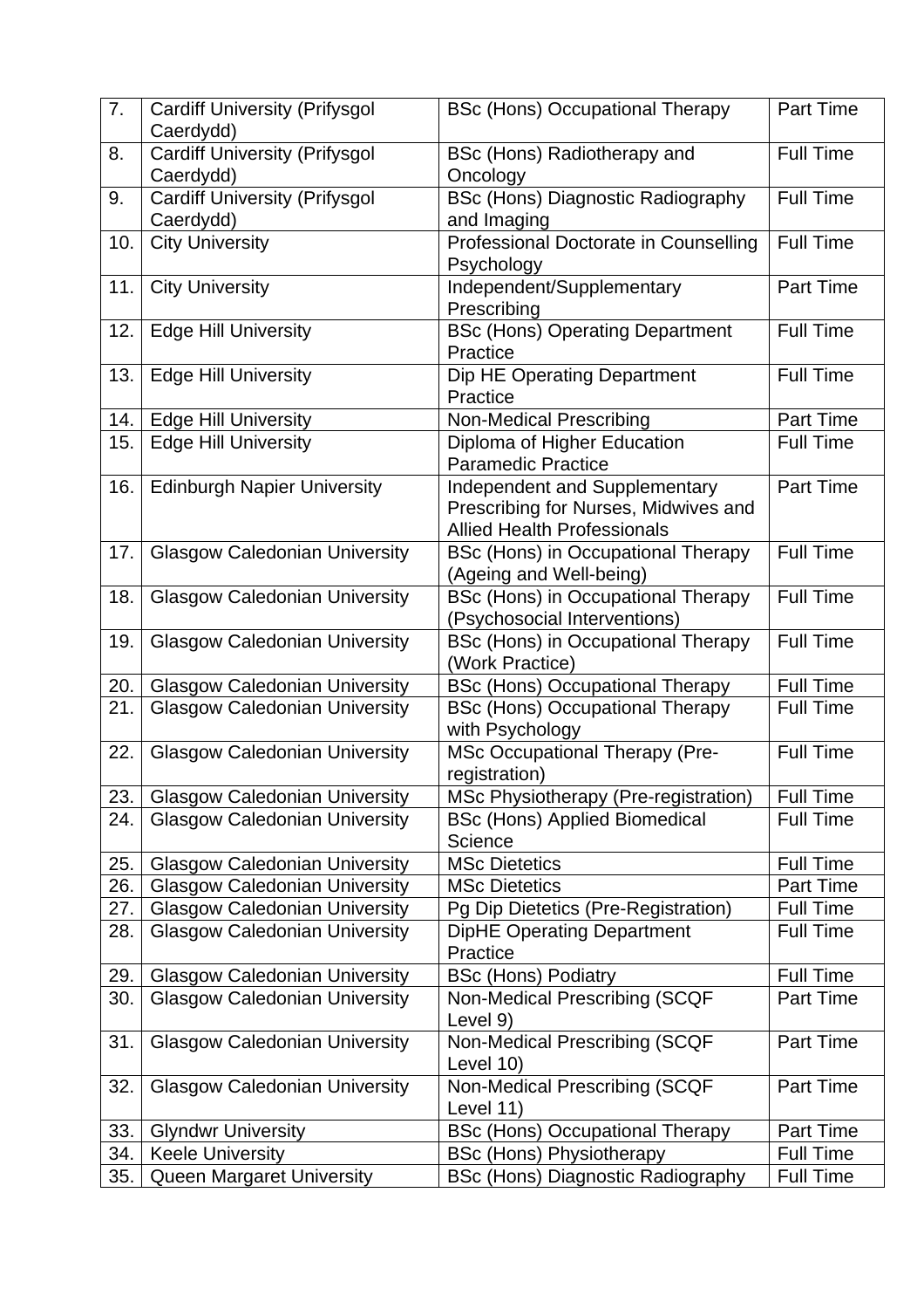| | | | |
|---|---|---|---|
| 7. | Cardiff University (Prifysgol Caerdydd) | BSc (Hons) Occupational Therapy | Part Time |
| 8. | Cardiff University (Prifysgol Caerdydd) | BSc (Hons) Radiotherapy and Oncology | Full Time |
| 9. | Cardiff University (Prifysgol Caerdydd) | BSc (Hons) Diagnostic Radiography and Imaging | Full Time |
| 10. | City University | Professional Doctorate in Counselling Psychology | Full Time |
| 11. | City University | Independent/Supplementary Prescribing | Part Time |
| 12. | Edge Hill University | BSc (Hons) Operating Department Practice | Full Time |
| 13. | Edge Hill University | Dip HE Operating Department Practice | Full Time |
| 14. | Edge Hill University | Non-Medical Prescribing | Part Time |
| 15. | Edge Hill University | Diploma of Higher Education Paramedic Practice | Full Time |
| 16. | Edinburgh Napier University | Independent and Supplementary Prescribing for Nurses, Midwives and Allied Health Professionals | Part Time |
| 17. | Glasgow Caledonian University | BSc (Hons) in Occupational Therapy (Ageing and Well-being) | Full Time |
| 18. | Glasgow Caledonian University | BSc (Hons) in Occupational Therapy (Psychosocial Interventions) | Full Time |
| 19. | Glasgow Caledonian University | BSc (Hons) in Occupational Therapy (Work Practice) | Full Time |
| 20. | Glasgow Caledonian University | BSc (Hons) Occupational Therapy | Full Time |
| 21. | Glasgow Caledonian University | BSc (Hons) Occupational Therapy with Psychology | Full Time |
| 22. | Glasgow Caledonian University | MSc Occupational Therapy (Pre-registration) | Full Time |
| 23. | Glasgow Caledonian University | MSc Physiotherapy (Pre-registration) | Full Time |
| 24. | Glasgow Caledonian University | BSc (Hons) Applied Biomedical Science | Full Time |
| 25. | Glasgow Caledonian University | MSc Dietetics | Full Time |
| 26. | Glasgow Caledonian University | MSc Dietetics | Part Time |
| 27. | Glasgow Caledonian University | Pg Dip Dietetics (Pre-Registration) | Full Time |
| 28. | Glasgow Caledonian University | DipHE Operating Department Practice | Full Time |
| 29. | Glasgow Caledonian University | BSc (Hons) Podiatry | Full Time |
| 30. | Glasgow Caledonian University | Non-Medical Prescribing (SCQF Level 9) | Part Time |
| 31. | Glasgow Caledonian University | Non-Medical Prescribing (SCQF Level 10) | Part Time |
| 32. | Glasgow Caledonian University | Non-Medical Prescribing (SCQF Level 11) | Part Time |
| 33. | Glyndwr University | BSc (Hons) Occupational Therapy | Part Time |
| 34. | Keele University | BSc (Hons) Physiotherapy | Full Time |
| 35. | Queen Margaret University | BSc (Hons) Diagnostic Radiography | Full Time |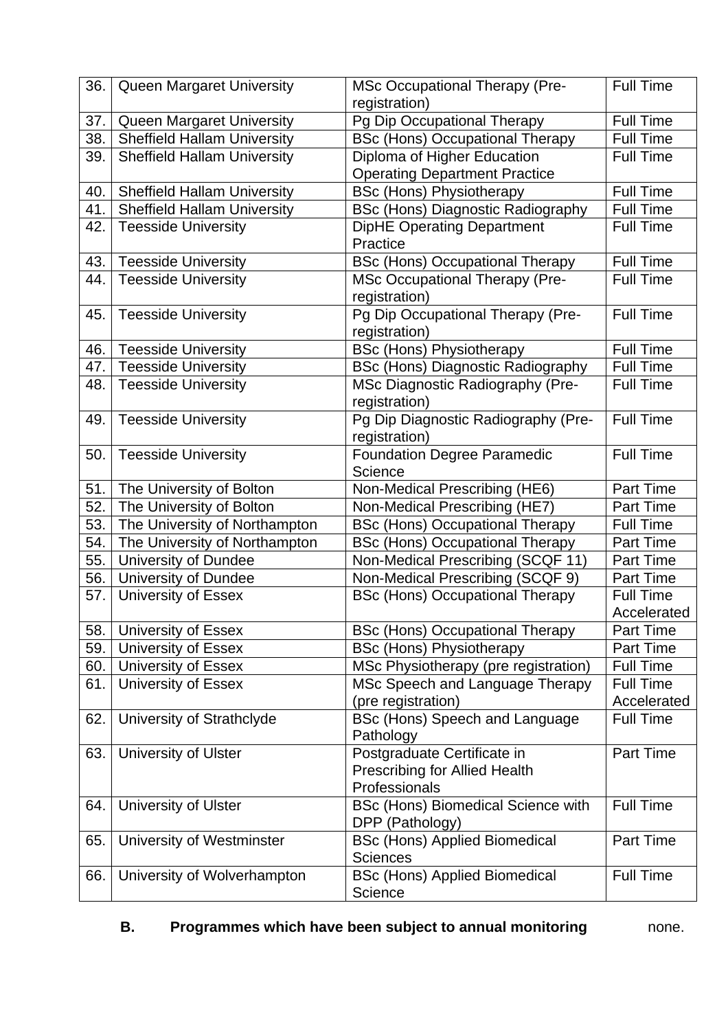| 36. | Queen Margaret University | MSc Occupational Therapy (Pre-registration) | Full Time |
|---|---|---|---|
| 37. | Queen Margaret University | Pg Dip Occupational Therapy | Full Time |
| 38. | Sheffield Hallam University | BSc (Hons) Occupational Therapy | Full Time |
| 39. | Sheffield Hallam University | Diploma of Higher Education Operating Department Practice | Full Time |
| 40. | Sheffield Hallam University | BSc (Hons) Physiotherapy | Full Time |
| 41. | Sheffield Hallam University | BSc (Hons) Diagnostic Radiography | Full Time |
| 42. | Teesside University | DipHE Operating Department Practice | Full Time |
| 43. | Teesside University | BSc (Hons) Occupational Therapy | Full Time |
| 44. | Teesside University | MSc Occupational Therapy (Pre-registration) | Full Time |
| 45. | Teesside University | Pg Dip Occupational Therapy (Pre-registration) | Full Time |
| 46. | Teesside University | BSc (Hons) Physiotherapy | Full Time |
| 47. | Teesside University | BSc (Hons) Diagnostic Radiography | Full Time |
| 48. | Teesside University | MSc Diagnostic Radiography (Pre-registration) | Full Time |
| 49. | Teesside University | Pg Dip Diagnostic Radiography (Pre-registration) | Full Time |
| 50. | Teesside University | Foundation Degree Paramedic Science | Full Time |
| 51. | The University of Bolton | Non-Medical Prescribing (HE6) | Part Time |
| 52. | The University of Bolton | Non-Medical Prescribing (HE7) | Part Time |
| 53. | The University of Northampton | BSc (Hons) Occupational Therapy | Full Time |
| 54. | The University of Northampton | BSc (Hons) Occupational Therapy | Part Time |
| 55. | University of Dundee | Non-Medical Prescribing (SCQF 11) | Part Time |
| 56. | University of Dundee | Non-Medical Prescribing (SCQF 9) | Part Time |
| 57. | University of Essex | BSc (Hons) Occupational Therapy | Full Time Accelerated |
| 58. | University of Essex | BSc (Hons) Occupational Therapy | Part Time |
| 59. | University of Essex | BSc (Hons) Physiotherapy | Part Time |
| 60. | University of Essex | MSc Physiotherapy (pre registration) | Full Time |
| 61. | University of Essex | MSc Speech and Language Therapy (pre registration) | Full Time Accelerated |
| 62. | University of Strathclyde | BSc (Hons) Speech and Language Pathology | Full Time |
| 63. | University of Ulster | Postgraduate Certificate in Prescribing for Allied Health Professionals | Part Time |
| 64. | University of Ulster | BSc (Hons) Biomedical Science with DPP (Pathology) | Full Time |
| 65. | University of Westminster | BSc (Hons) Applied Biomedical Sciences | Part Time |
| 66. | University of Wolverhampton | BSc (Hons) Applied Biomedical Science | Full Time |

**B. Programmes which have been subject to annual monitoring** none.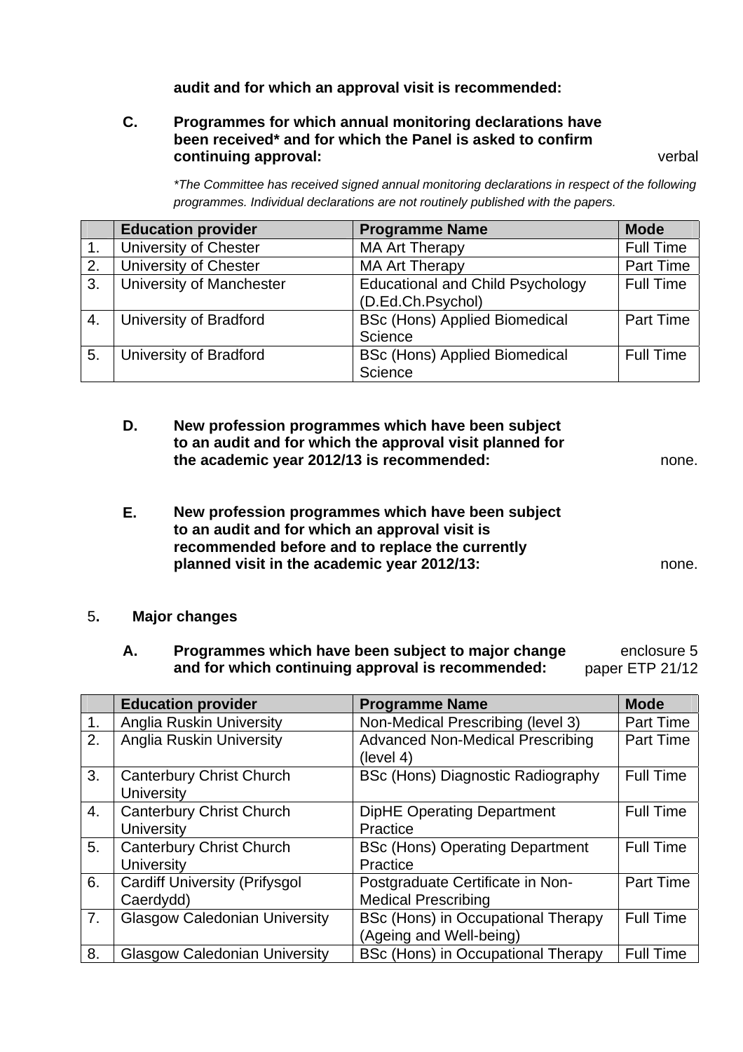**audit and for which an approval visit is recommended:**

**C. Programmes for which annual monitoring declarations have been received\* and for which the Panel is asked to confirm continuing approval:** verbal

*\*The Committee has received signed annual monitoring declarations in respect of the following programmes. Individual declarations are not routinely published with the papers.*

| | Education provider | Programme Name | Mode |
|---|---|---|---|
| 1. | University of Chester | MA Art Therapy | Full Time |
| 2. | University of Chester | MA Art Therapy | Part Time |
| 3. | University of Manchester | Educational and Child Psychology (D.Ed.Ch.Psychol) | Full Time |
| 4. | University of Bradford | BSc (Hons) Applied Biomedical Science | Part Time |
| 5. | University of Bradford | BSc (Hons) Applied Biomedical Science | Full Time |

**D. New profession programmes which have been subject to an audit and for which the approval visit planned for the academic year 2012/13 is recommended:** none.

**E. New profession programmes which have been subject to an audit and for which an approval visit is recommended before and to replace the currently planned visit in the academic year 2012/13:** none.

5**. Major changes**

**A. Programmes which have been subject to major change and for which continuing approval is recommended:** enclosure 5 paper ETP 21/12

| | Education provider | Programme Name | Mode |
|---|---|---|---|
| 1. | Anglia Ruskin University | Non-Medical Prescribing (level 3) | Part Time |
| 2. | Anglia Ruskin University | Advanced Non-Medical Prescribing (level 4) | Part Time |
| 3. | Canterbury Christ Church University | BSc (Hons) Diagnostic Radiography | Full Time |
| 4. | Canterbury Christ Church University | DipHE Operating Department Practice | Full Time |
| 5. | Canterbury Christ Church University | BSc (Hons) Operating Department Practice | Full Time |
| 6. | Cardiff University (Prifysgol Caerdydd) | Postgraduate Certificate in Non-Medical Prescribing | Part Time |
| 7. | Glasgow Caledonian University | BSc (Hons) in Occupational Therapy (Ageing and Well-being) | Full Time |
| 8. | Glasgow Caledonian University | BSc (Hons) in Occupational Therapy | Full Time |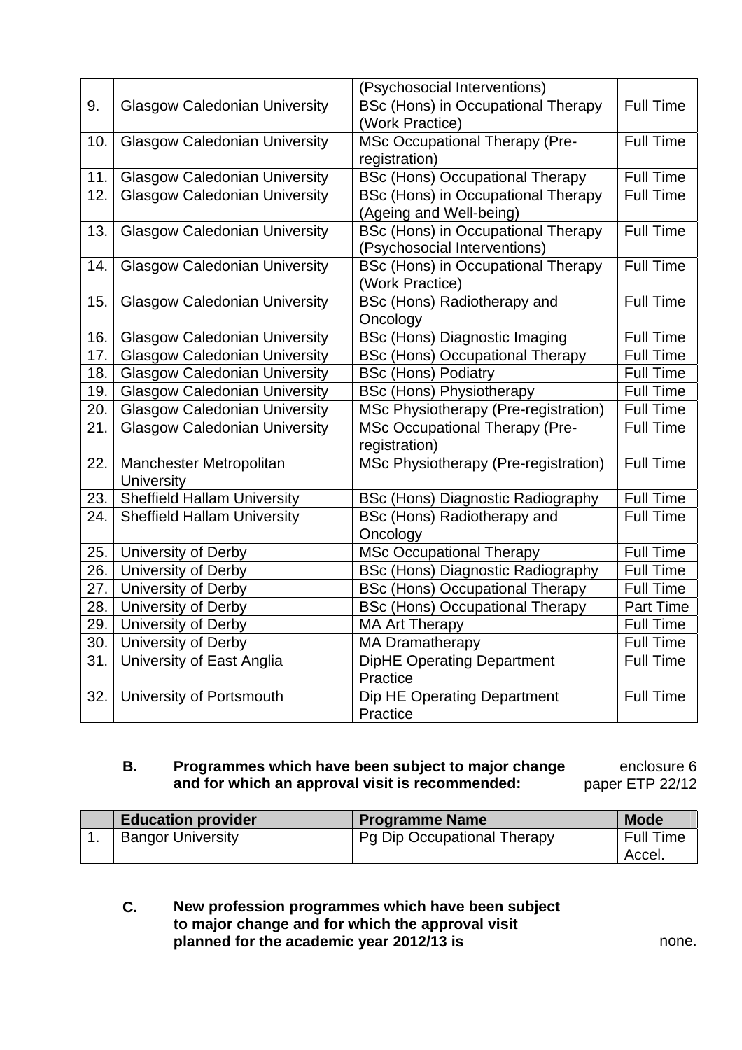| | | | |
|---|---|---|---|
| | | (Psychosocial Interventions) | |
| 9. | Glasgow Caledonian University | BSc (Hons) in Occupational Therapy (Work Practice) | Full Time |
| 10. | Glasgow Caledonian University | MSc Occupational Therapy (Pre-registration) | Full Time |
| 11. | Glasgow Caledonian University | BSc (Hons) Occupational Therapy | Full Time |
| 12. | Glasgow Caledonian University | BSc (Hons) in Occupational Therapy (Ageing and Well-being) | Full Time |
| 13. | Glasgow Caledonian University | BSc (Hons) in Occupational Therapy (Psychosocial Interventions) | Full Time |
| 14. | Glasgow Caledonian University | BSc (Hons) in Occupational Therapy (Work Practice) | Full Time |
| 15. | Glasgow Caledonian University | BSc (Hons) Radiotherapy and Oncology | Full Time |
| 16. | Glasgow Caledonian University | BSc (Hons) Diagnostic Imaging | Full Time |
| 17. | Glasgow Caledonian University | BSc (Hons) Occupational Therapy | Full Time |
| 18. | Glasgow Caledonian University | BSc (Hons) Podiatry | Full Time |
| 19. | Glasgow Caledonian University | BSc (Hons) Physiotherapy | Full Time |
| 20. | Glasgow Caledonian University | MSc Physiotherapy (Pre-registration) | Full Time |
| 21. | Glasgow Caledonian University | MSc Occupational Therapy (Pre-registration) | Full Time |
| 22. | Manchester Metropolitan University | MSc Physiotherapy (Pre-registration) | Full Time |
| 23. | Sheffield Hallam University | BSc (Hons) Diagnostic Radiography | Full Time |
| 24. | Sheffield Hallam University | BSc (Hons) Radiotherapy and Oncology | Full Time |
| 25. | University of Derby | MSc Occupational Therapy | Full Time |
| 26. | University of Derby | BSc (Hons) Diagnostic Radiography | Full Time |
| 27. | University of Derby | BSc (Hons) Occupational Therapy | Full Time |
| 28. | University of Derby | BSc (Hons) Occupational Therapy | Part Time |
| 29. | University of Derby | MA Art Therapy | Full Time |
| 30. | University of Derby | MA Dramatherapy | Full Time |
| 31. | University of East Anglia | DipHE Operating Department Practice | Full Time |
| 32. | University of Portsmouth | Dip HE Operating Department Practice | Full Time |

**B. Programmes which have been subject to major change and for which an approval visit is recommended:** enclosure 6 paper ETP 22/12

| | Education provider | Programme Name | Mode |
|---|---|---|---|
| 1. | Bangor University | Pg Dip Occupational Therapy | Full Time Accel. |

**C. New profession programmes which have been subject to major change and for which the approval visit planned for the academic year 2012/13 is** none.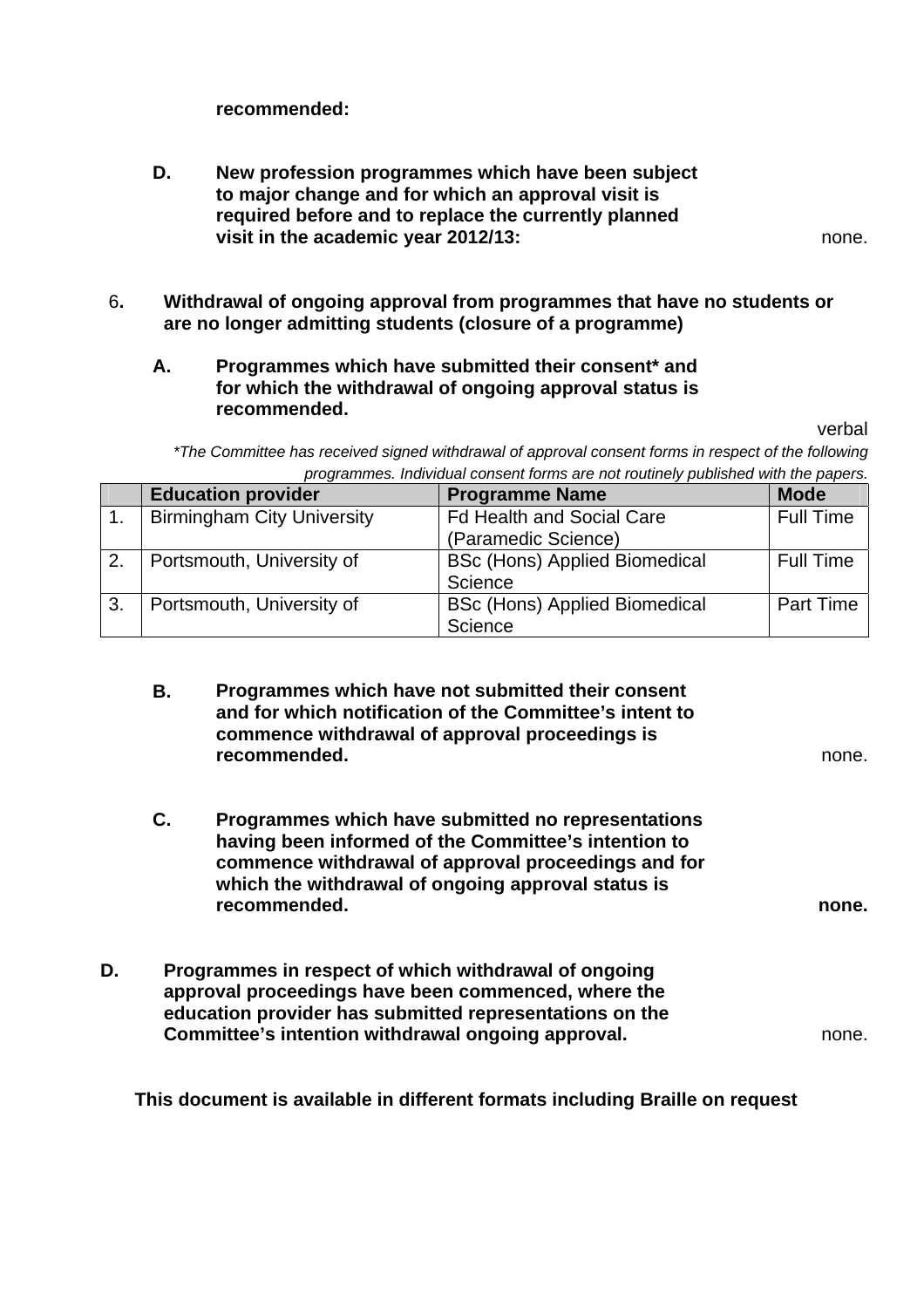**recommended:**

**D. New profession programmes which have been subject to major change and for which an approval visit is required before and to replace the currently planned visit in the academic year 2012/13:** none.

**6. Withdrawal of ongoing approval from programmes that have no students or are no longer admitting students (closure of a programme)**

**A. Programmes which have submitted their consent* and for which the withdrawal of ongoing approval status is recommended.**

verbal

*\*The Committee has received signed withdrawal of approval consent forms in respect of the following programmes. Individual consent forms are not routinely published with the papers.*

| | Education provider | Programme Name | Mode |
|---|---|---|---|
| 1. | Birmingham City University | Fd Health and Social Care (Paramedic Science) | Full Time |
| 2. | Portsmouth, University of | BSc (Hons) Applied Biomedical Science | Full Time |
| 3. | Portsmouth, University of | BSc (Hons) Applied Biomedical Science | Part Time |

**B. Programmes which have not submitted their consent and for which notification of the Committee's intent to commence withdrawal of approval proceedings is recommended.** none.

**C. Programmes which have submitted no representations having been informed of the Committee's intention to commence withdrawal of approval proceedings and for which the withdrawal of ongoing approval status is recommended.** **none.**

**D. Programmes in respect of which withdrawal of ongoing approval proceedings have been commenced, where the education provider has submitted representations on the Committee's intention withdrawal ongoing approval.** none.

**This document is available in different formats including Braille on request**